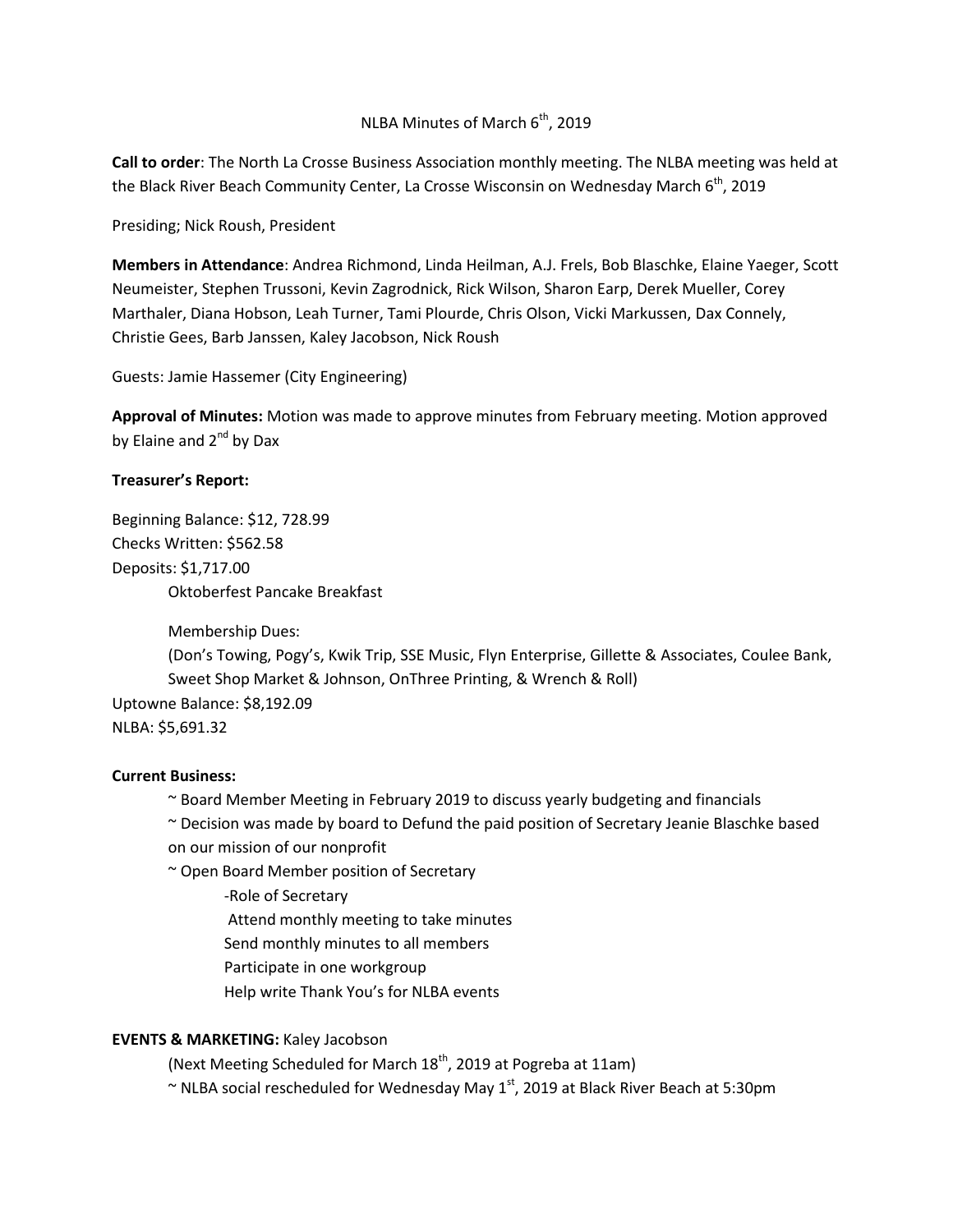NLBA Minutes of March 6th, 2019

**Call to order**: The North La Crosse Business Association monthly meeting. The NLBA meeting was held at the Black River Beach Community Center, La Crosse Wisconsin on Wednesday March 6th, 2019

Presiding; Nick Roush, President

**Members in Attendance**: Andrea Richmond, Linda Heilman, A.J. Frels, Bob Blaschke, Elaine Yaeger, Scott Neumeister, Stephen Trussoni, Kevin Zagrodnick, Rick Wilson, Sharon Earp, Derek Mueller, Corey Marthaler, Diana Hobson, Leah Turner, Tami Plourde, Chris Olson, Vicki Markussen, Dax Connely, Christie Gees, Barb Janssen, Kaley Jacobson, Nick Roush

Guests: Jamie Hassemer (City Engineering)

**Approval of Minutes:** Motion was made to approve minutes from February meeting. Motion approved by Elaine and 2nd by Dax

**Treasurer's Report:**

Beginning Balance: $12, 728.99
Checks Written: $562.58
Deposits: $1,717.00

Oktoberfest Pancake Breakfast

Membership Dues:
(Don's Towing, Pogy's, Kwik Trip, SSE Music, Flyn Enterprise, Gillette & Associates, Coulee Bank, Sweet Shop Market & Johnson, OnThree Printing, & Wrench & Roll)

Uptowne Balance: $8,192.09
NLBA: $5,691.32

**Current Business:**

~ Board Member Meeting in February 2019 to discuss yearly budgeting and financials

~ Decision was made by board to Defund the paid position of Secretary Jeanie Blaschke based on our mission of our nonprofit

~ Open Board Member position of Secretary

-Role of Secretary

Attend monthly meeting to take minutes

Send monthly minutes to all members

Participate in one workgroup

Help write Thank You's for NLBA events

**EVENTS & MARKETING:** Kaley Jacobson

(Next Meeting Scheduled for March 18th, 2019 at Pogreba at 11am)

~ NLBA social rescheduled for Wednesday May 1st, 2019 at Black River Beach at 5:30pm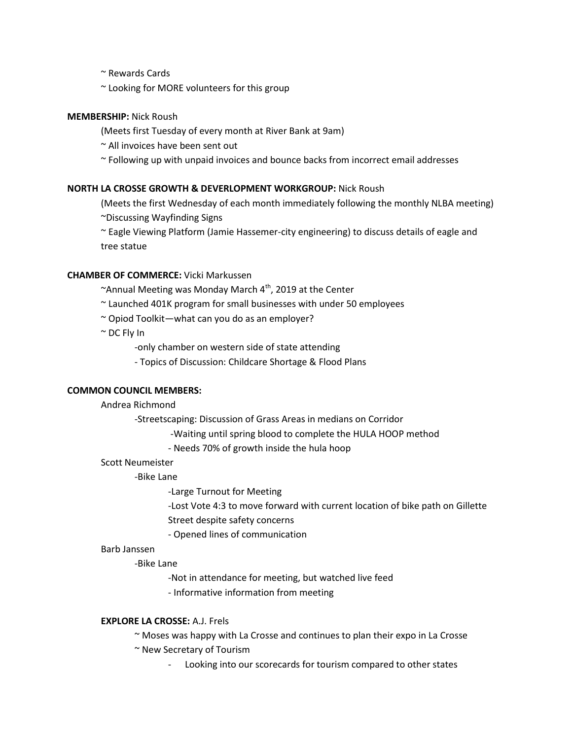~ Rewards Cards

~ Looking for MORE volunteers for this group

**MEMBERSHIP:** Nick Roush

(Meets first Tuesday of every month at River Bank at 9am)

~ All invoices have been sent out

~ Following up with unpaid invoices and bounce backs from incorrect email addresses

**NORTH LA CROSSE GROWTH & DEVERLOPMENT WORKGROUP:** Nick Roush

(Meets the first Wednesday of each month immediately following the monthly NLBA meeting)

~Discussing Wayfinding Signs

~ Eagle Viewing Platform (Jamie Hassemer-city engineering) to discuss details of eagle and tree statue

**CHAMBER OF COMMERCE:** Vicki Markussen

~Annual Meeting was Monday March 4th, 2019 at the Center

~ Launched 401K program for small businesses with under 50 employees

~ Opiod Toolkit—what can you do as an employer?

~ DC Fly In

- only chamber on western side of state attending
- Topics of Discussion: Childcare Shortage & Flood Plans

**COMMON COUNCIL MEMBERS:**

Andrea Richmond

- Streetscaping: Discussion of Grass Areas in medians on Corridor
  - Waiting until spring blood to complete the HULA HOOP method
  - Needs 70% of growth inside the hula hoop

Scott Neumeister

- Bike Lane
  - Large Turnout for Meeting
  - Lost Vote 4:3 to move forward with current location of bike path on Gillette Street despite safety concerns
  - Opened lines of communication

Barb Janssen

- Bike Lane
  - Not in attendance for meeting, but watched live feed
  - Informative information from meeting

**EXPLORE LA CROSSE:** A.J. Frels

~ Moses was happy with La Crosse and continues to plan their expo in La Crosse

~ New Secretary of Tourism

- Looking into our scorecards for tourism compared to other states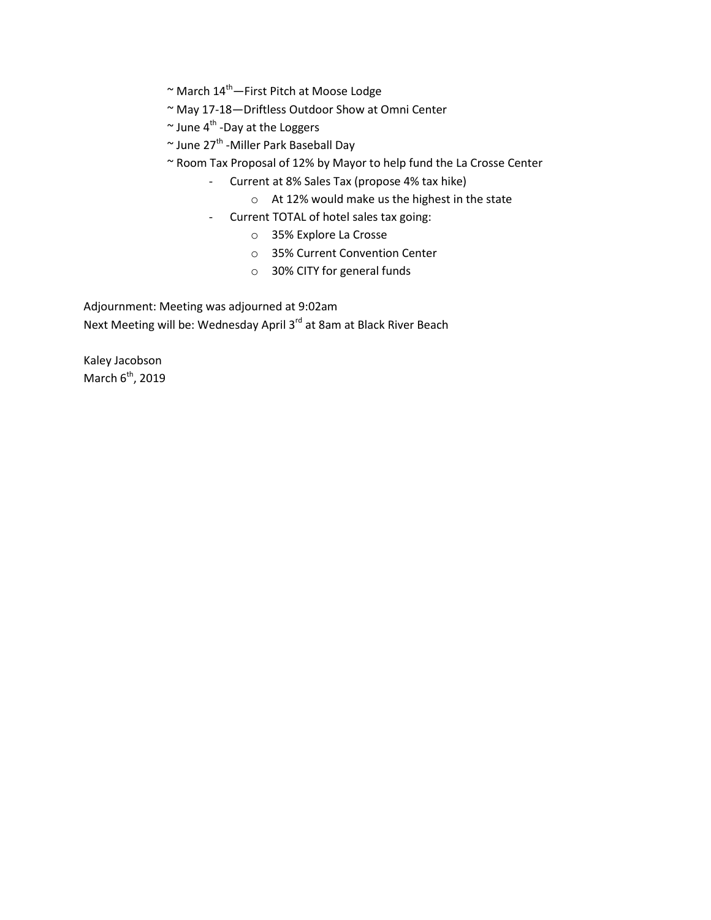~ March 14th—First Pitch at Moose Lodge

~ May 17-18—Driftless Outdoor Show at Omni Center

~ June 4th -Day at the Loggers

~ June 27th -Miller Park Baseball Day

~ Room Tax Proposal of 12% by Mayor to help fund the La Crosse Center

- Current at 8% Sales Tax (propose 4% tax hike)
  - At 12% would make us the highest in the state
- Current TOTAL of hotel sales tax going:
  - 35% Explore La Crosse
  - 35% Current Convention Center
  - 30% CITY for general funds

Adjournment: Meeting was adjourned at 9:02am
Next Meeting will be: Wednesday April 3rd at 8am at Black River Beach

Kaley Jacobson
March 6th, 2019